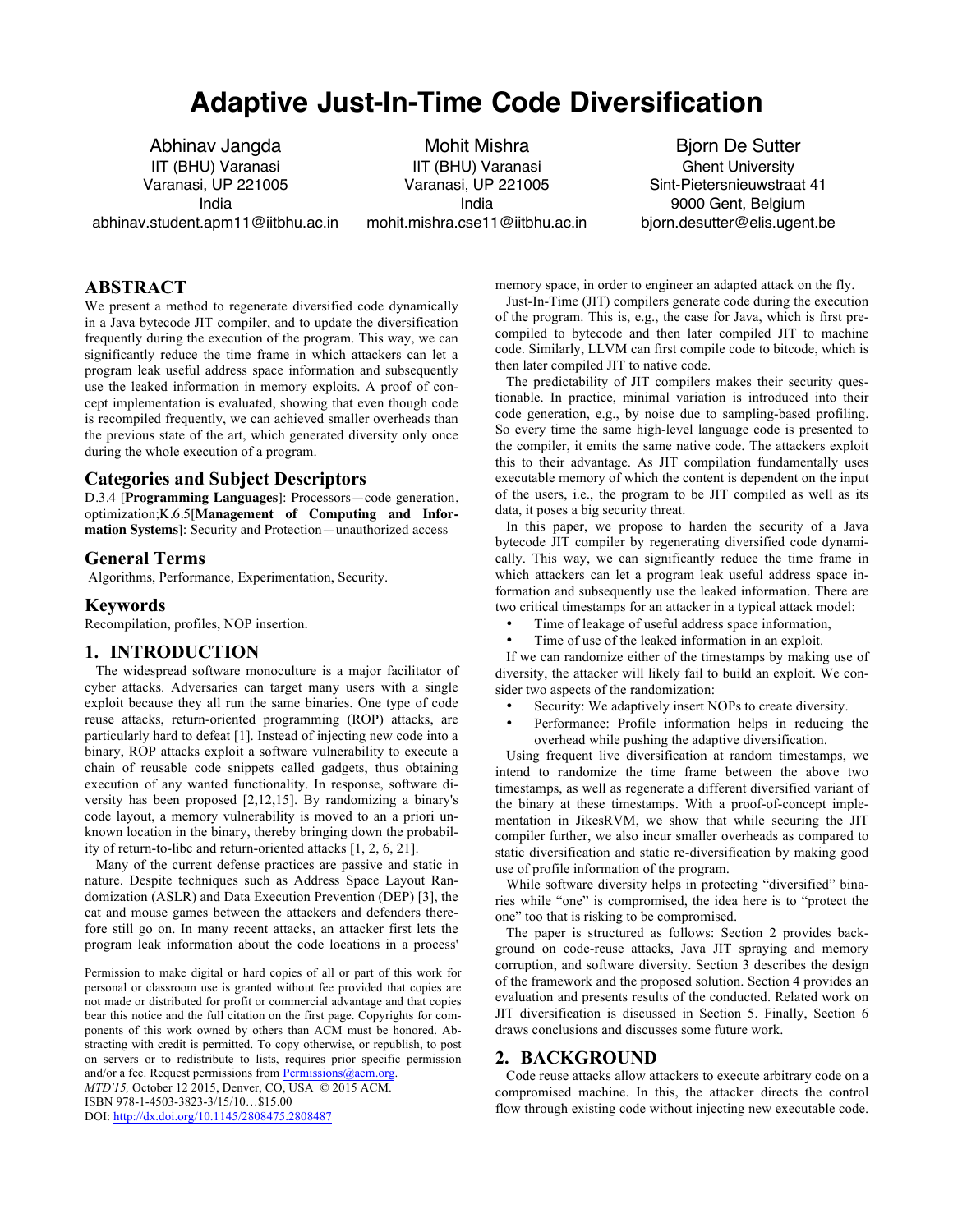# Adaptive Just-In-Time Code Diversification

Abhinav Jangda
IIT (BHU) Varanasi
Varanasi, UP 221005
India
abhinav.student.apm11@iitbhu.ac.in

Mohit Mishra
IIT (BHU) Varanasi
Varanasi, UP 221005
India
mohit.mishra.cse11@iitbhu.ac.in

Bjorn De Sutter
Ghent University
Sint-Pietersnieuwstraat 41
9000 Gent, Belgium
bjorn.desutter@elis.ugent.be

## ABSTRACT

We present a method to regenerate diversified code dynamically in a Java bytecode JIT compiler, and to update the diversification frequently during the execution of the program. This way, we can significantly reduce the time frame in which attackers can let a program leak useful address space information and subsequently use the leaked information in memory exploits. A proof of concept implementation is evaluated, showing that even though code is recompiled frequently, we can achieved smaller overheads than the previous state of the art, which generated diversity only once during the whole execution of a program.

## Categories and Subject Descriptors

D.3.4 [**Programming Languages**]: Processors—code generation, optimization;K.6.5[**Management of Computing and Information Systems**]: Security and Protection—unauthorized access

## General Terms

Algorithms, Performance, Experimentation, Security.

## Keywords

Recompilation, profiles, NOP insertion.

## 1. INTRODUCTION

The widespread software monoculture is a major facilitator of cyber attacks. Adversaries can target many users with a single exploit because they all run the same binaries. One type of code reuse attacks, return-oriented programming (ROP) attacks, are particularly hard to defeat [1]. Instead of injecting new code into a binary, ROP attacks exploit a software vulnerability to execute a chain of reusable code snippets called gadgets, thus obtaining execution of any wanted functionality. In response, software diversity has been proposed [2,12,15]. By randomizing a binary's code layout, a memory vulnerability is moved to an a priori unknown location in the binary, thereby bringing down the probability of return-to-libc and return-oriented attacks [1, 2, 6, 21].

Many of the current defense practices are passive and static in nature. Despite techniques such as Address Space Layout Randomization (ASLR) and Data Execution Prevention (DEP) [3], the cat and mouse games between the attackers and defenders therefore still go on. In many recent attacks, an attacker first lets the program leak information about the code locations in a process' memory space, in order to engineer an adapted attack on the fly.

Just-In-Time (JIT) compilers generate code during the execution of the program. This is, e.g., the case for Java, which is first precompiled to bytecode and then later compiled JIT to machine code. Similarly, LLVM can first compile code to bitcode, which is then later compiled JIT to native code.

The predictability of JIT compilers makes their security questionable. In practice, minimal variation is introduced into their code generation, e.g., by noise due to sampling-based profiling. So every time the same high-level language code is presented to the compiler, it emits the same native code. The attackers exploit this to their advantage. As JIT compilation fundamentally uses executable memory of which the content is dependent on the input of the users, i.e., the program to be JIT compiled as well as its data, it poses a big security threat.

In this paper, we propose to harden the security of a Java bytecode JIT compiler by regenerating diversified code dynamically. This way, we can significantly reduce the time frame in which attackers can let a program leak useful address space information and subsequently use the leaked information. There are two critical timestamps for an attacker in a typical attack model:

- Time of leakage of useful address space information,
- Time of use of the leaked information in an exploit.

If we can randomize either of the timestamps by making use of diversity, the attacker will likely fail to build an exploit. We consider two aspects of the randomization:

- Security: We adaptively insert NOPs to create diversity.
- Performance: Profile information helps in reducing the overhead while pushing the adaptive diversification.

Using frequent live diversification at random timestamps, we intend to randomize the time frame between the above two timestamps, as well as regenerate a different diversified variant of the binary at these timestamps. With a proof-of-concept implementation in JikesRVM, we show that while securing the JIT compiler further, we also incur smaller overheads as compared to static diversification and static re-diversification by making good use of profile information of the program.

While software diversity helps in protecting "diversified" binaries while "one" is compromised, the idea here is to "protect the one" too that is risking to be compromised.

The paper is structured as follows: Section 2 provides background on code-reuse attacks, Java JIT spraying and memory corruption, and software diversity. Section 3 describes the design of the framework and the proposed solution. Section 4 provides an evaluation and presents results of the conducted. Related work on JIT diversification is discussed in Section 5. Finally, Section 6 draws conclusions and discusses some future work.

## 2. BACKGROUND

Code reuse attacks allow attackers to execute arbitrary code on a compromised machine. In this, the attacker directs the control flow through existing code without injecting new executable code.

Permission to make digital or hard copies of all or part of this work for personal or classroom use is granted without fee provided that copies are not made or distributed for profit or commercial advantage and that copies bear this notice and the full citation on the first page. Copyrights for components of this work owned by others than ACM must be honored. Abstracting with credit is permitted. To copy otherwise, or republish, to post on servers or to redistribute to lists, requires prior specific permission and/or a fee. Request permissions from Permissions@acm.org.
*MTD'15,* October 12 2015, Denver, CO, USA © 2015 ACM.
ISBN 978-1-4503-3823-3/15/10…$15.00
DOI: http://dx.doi.org/10.1145/2808475.2808487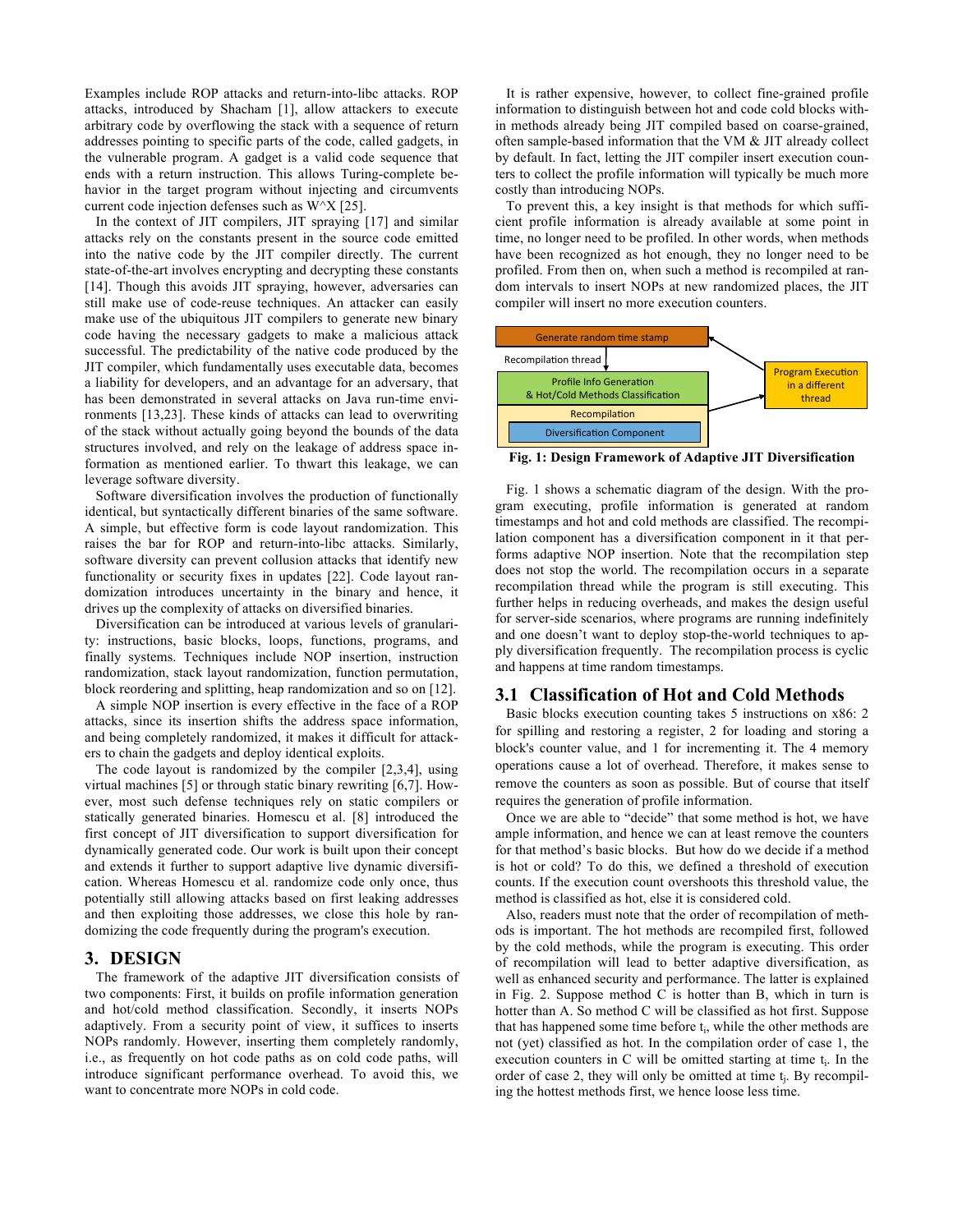Examples include ROP attacks and return-into-libc attacks. ROP attacks, introduced by Shacham [1], allow attackers to execute arbitrary code by overflowing the stack with a sequence of return addresses pointing to specific parts of the code, called gadgets, in the vulnerable program. A gadget is a valid code sequence that ends with a return instruction. This allows Turing-complete behavior in the target program without injecting and circumvents current code injection defenses such as W^X [25].

In the context of JIT compilers, JIT spraying [17] and similar attacks rely on the constants present in the source code emitted into the native code by the JIT compiler directly. The current state-of-the-art involves encrypting and decrypting these constants [14]. Though this avoids JIT spraying, however, adversaries can still make use of code-reuse techniques. An attacker can easily make use of the ubiquitous JIT compilers to generate new binary code having the necessary gadgets to make a malicious attack successful. The predictability of the native code produced by the JIT compiler, which fundamentally uses executable data, becomes a liability for developers, and an advantage for an adversary, that has been demonstrated in several attacks on Java run-time environments [13,23]. These kinds of attacks can lead to overwriting of the stack without actually going beyond the bounds of the data structures involved, and rely on the leakage of address space information as mentioned earlier. To thwart this leakage, we can leverage software diversity.

Software diversification involves the production of functionally identical, but syntactically different binaries of the same software. A simple, but effective form is code layout randomization. This raises the bar for ROP and return-into-libc attacks. Similarly, software diversity can prevent collusion attacks that identify new functionality or security fixes in updates [22]. Code layout randomization introduces uncertainty in the binary and hence, it drives up the complexity of attacks on diversified binaries.

Diversification can be introduced at various levels of granularity: instructions, basic blocks, loops, functions, programs, and finally systems. Techniques include NOP insertion, instruction randomization, stack layout randomization, function permutation, block reordering and splitting, heap randomization and so on [12].

A simple NOP insertion is every effective in the face of a ROP attacks, since its insertion shifts the address space information, and being completely randomized, it makes it difficult for attackers to chain the gadgets and deploy identical exploits.

The code layout is randomized by the compiler [2,3,4], using virtual machines [5] or through static binary rewriting [6,7]. However, most such defense techniques rely on static compilers or statically generated binaries. Homescu et al. [8] introduced the first concept of JIT diversification to support diversification for dynamically generated code. Our work is built upon their concept and extends it further to support adaptive live dynamic diversification. Whereas Homescu et al. randomize code only once, thus potentially still allowing attacks based on first leaking addresses and then exploiting those addresses, we close this hole by randomizing the code frequently during the program's execution.

## 3. DESIGN

The framework of the adaptive JIT diversification consists of two components: First, it builds on profile information generation and hot/cold method classification. Secondly, it inserts NOPs adaptively. From a security point of view, it suffices to inserts NOPs randomly. However, inserting them completely randomly, i.e., as frequently on hot code paths as on cold code paths, will introduce significant performance overhead. To avoid this, we want to concentrate more NOPs in cold code.

It is rather expensive, however, to collect fine-grained profile information to distinguish between hot and code cold blocks within methods already being JIT compiled based on coarse-grained, often sample-based information that the VM & JIT already collect by default. In fact, letting the JIT compiler insert execution counters to collect the profile information will typically be much more costly than introducing NOPs.

To prevent this, a key insight is that methods for which sufficient profile information is already available at some point in time, no longer need to be profiled. In other words, when methods have been recognized as hot enough, they no longer need to be profiled. From then on, when such a method is recompiled at random intervals to insert NOPs at new randomized places, the JIT compiler will insert no more execution counters.

Generate random time stamp
Recompilation thread
Profile Info Generation
& Hot/Cold Methods Classification
Recompilation
Diversification Component
Program Execution in a different thread

**Fig. 1: Design Framework of Adaptive JIT Diversification**

Fig. 1 shows a schematic diagram of the design. With the program executing, profile information is generated at random timestamps and hot and cold methods are classified. The recompilation component has a diversification component in it that performs adaptive NOP insertion. Note that the recompilation step does not stop the world. The recompilation occurs in a separate recompilation thread while the program is still executing. This further helps in reducing overheads, and makes the design useful for server-side scenarios, where programs are running indefinitely and one doesn't want to deploy stop-the-world techniques to apply diversification frequently. The recompilation process is cyclic and happens at time random timestamps.

### 3.1 Classification of Hot and Cold Methods

Basic blocks execution counting takes 5 instructions on x86: 2 for spilling and restoring a register, 2 for loading and storing a block's counter value, and 1 for incrementing it. The 4 memory operations cause a lot of overhead. Therefore, it makes sense to remove the counters as soon as possible. But of course that itself requires the generation of profile information.

Once we are able to "decide" that some method is hot, we have ample information, and hence we can at least remove the counters for that method's basic blocks. But how do we decide if a method is hot or cold? To do this, we defined a threshold of execution counts. If the execution count overshoots this threshold value, the method is classified as hot, else it is considered cold.

Also, readers must note that the order of recompilation of methods is important. The hot methods are recompiled first, followed by the cold methods, while the program is executing. This order of recompilation will lead to better adaptive diversification, as well as enhanced security and performance. The latter is explained in Fig. 2. Suppose method C is hotter than B, which in turn is hotter than A. So method C will be classified as hot first. Suppose that has happened some time before $t_i$, while the other methods are not (yet) classified as hot. In the compilation order of case 1, the execution counters in C will be omitted starting at time $t_i$. In the order of case 2, they will only be omitted at time $t_j$. By recompiling the hottest methods first, we hence loose less time.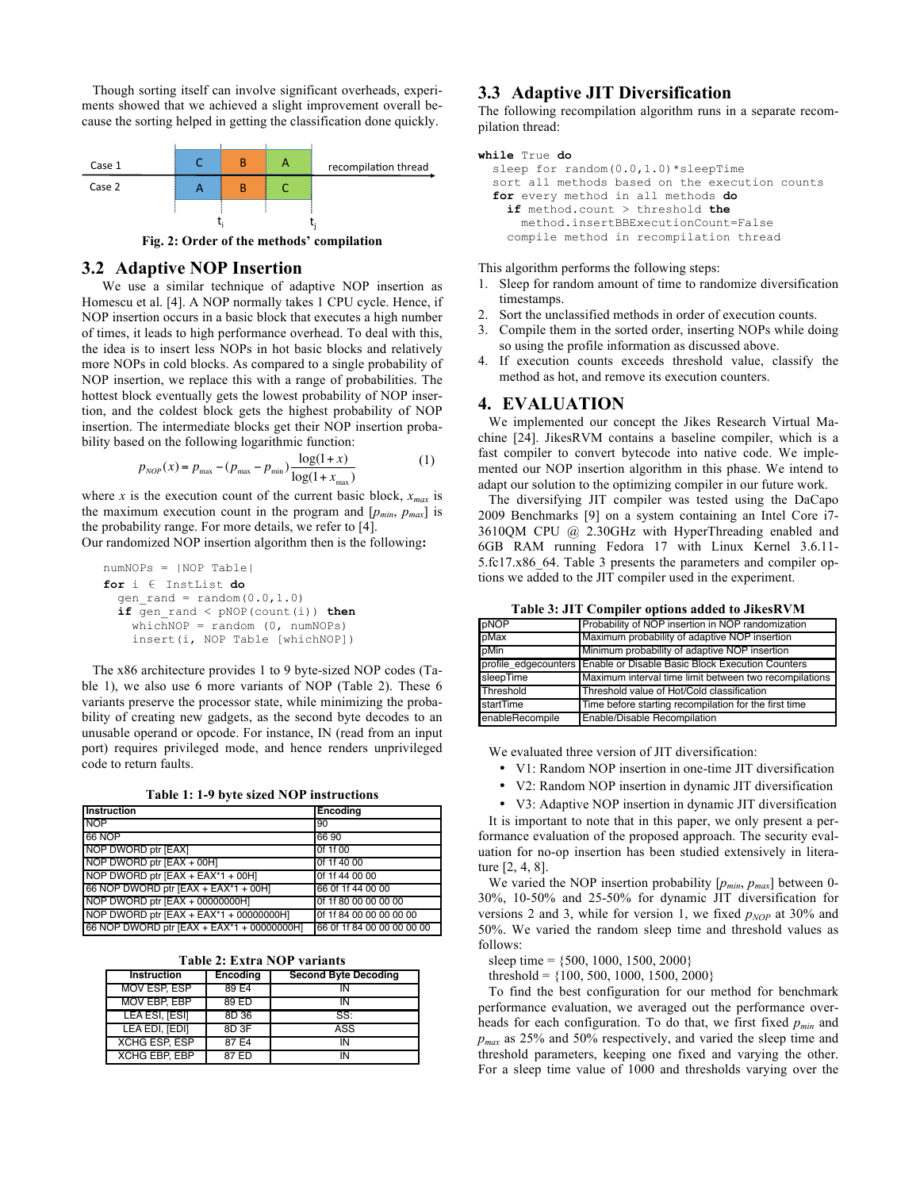Though sorting itself can involve significant overheads, experiments showed that we achieved a slight improvement overall because the sorting helped in getting the classification done quickly.

Fig. 2: Order of the methods' compilation

## 3.2 Adaptive NOP Insertion

We use a similar technique of adaptive NOP insertion as Homescu et al. [4]. A NOP normally takes 1 CPU cycle. Hence, if NOP insertion occurs in a basic block that executes a high number of times, it leads to high performance overhead. To deal with this, the idea is to insert less NOPs in hot basic blocks and relatively more NOPs in cold blocks. As compared to a single probability of NOP insertion, we replace this with a range of probabilities. The hottest block eventually gets the lowest probability of NOP insertion, and the coldest block gets the highest probability of NOP insertion. The intermediate blocks get their NOP insertion probability based on the following logarithmic function:

$$p_{NOP}(x) = p_{\max} - (p_{\max} - p_{\min})\frac{\log(1+x)}{\log(1+x_{\max})} \quad (1)$$

where $x$ is the execution count of the current basic block, $x_{max}$ is the maximum execution count in the program and [$p_{min}$, $p_{max}$] is the probability range. For more details, we refer to [4].

Our randomized NOP insertion algorithm then is the following**:**

```
numNOPs = |NOP Table|
for i ∈ InstList do
  gen_rand = random(0.0,1.0)
  if gen_rand < pNOP(count(i)) then
    whichNOP = random (0, numNOPs)
    insert(i, NOP Table [whichNOP])
```

The x86 architecture provides 1 to 9 byte-sized NOP codes (Table 1), we also use 6 more variants of NOP (Table 2). These 6 variants preserve the processor state, while minimizing the probability of creating new gadgets, as the second byte decodes to an unusable operand or opcode. For instance, IN (read from an input port) requires privileged mode, and hence renders unprivileged code to return faults.

**Table 1: 1-9 byte sized NOP instructions**

| Instruction | Encoding |
|---|---|
| NOP | 90 |
| 66 NOP | 66 90 |
| NOP DWORD ptr [EAX] | 0f 1f 00 |
| NOP DWORD ptr [EAX + 00H] | 0f 1f 40 00 |
| NOP DWORD ptr [EAX + EAX*1 + 00H] | 0f 1f 44 00 00 |
| 66 NOP DWORD ptr [EAX + EAX*1 + 00H] | 66 0f 1f 44 00 00 |
| NOP DWORD ptr [EAX + 00000000H] | 0f 1f 80 00 00 00 00 |
| NOP DWORD ptr [EAX + EAX*1 + 00000000H] | 0f 1f 84 00 00 00 00 00 |
| 66 NOP DWORD ptr [EAX + EAX*1 + 00000000H] | 66 0f 1f 84 00 00 00 00 00 |

**Table 2: Extra NOP variants**

| Instruction | Encoding | Second Byte Decoding |
|---|---|---|
| MOV ESP, ESP | 89 E4 | IN |
| MOV EBP, EBP | 89 ED | IN |
| LEA ESI, [ESI] | 8D 36 | SS: |
| LEA EDI, [EDI] | 8D 3F | ASS |
| XCHG ESP, ESP | 87 E4 | IN |
| XCHG EBP, EBP | 87 ED | IN |

## 3.3 Adaptive JIT Diversification

The following recompilation algorithm runs in a separate recompilation thread:

```
while True do
  sleep for random(0.0,1.0)*sleepTime
  sort all methods based on the execution counts
  for every method in all methods do
    if method.count > threshold the
      method.insertBBExecutionCount=False
    compile method in recompilation thread
```

This algorithm performs the following steps:

1. Sleep for random amount of time to randomize diversification timestamps.
2. Sort the unclassified methods in order of execution counts.
3. Compile them in the sorted order, inserting NOPs while doing so using the profile information as discussed above.
4. If execution counts exceeds threshold value, classify the method as hot, and remove its execution counters.

# 4. EVALUATION

We implemented our concept the Jikes Research Virtual Machine [24]. JikesRVM contains a baseline compiler, which is a fast compiler to convert bytecode into native code. We implemented our NOP insertion algorithm in this phase. We intend to adapt our solution to the optimizing compiler in our future work.

The diversifying JIT compiler was tested using the DaCapo 2009 Benchmarks [9] on a system containing an Intel Core i7-3610QM CPU @ 2.30GHz with HyperThreading enabled and 6GB RAM running Fedora 17 with Linux Kernel 3.6.11-5.fc17.x86_64. Table 3 presents the parameters and compiler options we added to the JIT compiler used in the experiment.

**Table 3: JIT Compiler options added to JikesRVM**

| | |
|---|---|
| pNOP | Probability of NOP insertion in NOP randomization |
| pMax | Maximum probability of adaptive NOP insertion |
| pMin | Minimum probability of adaptive NOP insertion |
| profile_edgecounters | Enable or Disable Basic Block Execution Counters |
| sleepTime | Maximum interval time limit between two recompilations |
| Threshold | Threshold value of Hot/Cold classification |
| startTime | Time before starting recompilation for the first time |
| enableRecompile | Enable/Disable Recompilation |

We evaluated three version of JIT diversification:

- V1: Random NOP insertion in one-time JIT diversification
- V2: Random NOP insertion in dynamic JIT diversification
- V3: Adaptive NOP insertion in dynamic JIT diversification

It is important to note that in this paper, we only present a performance evaluation of the proposed approach. The security evaluation for no-op insertion has been studied extensively in literature [2, 4, 8].

We varied the NOP insertion probability [$p_{min}$, $p_{max}$] between 0-30%, 10-50% and 25-50% for dynamic JIT diversification for versions 2 and 3, while for version 1, we fixed $p_{NOP}$ at 30% and 50%. We varied the random sleep time and threshold values as follows:

sleep time = {500, 1000, 1500, 2000}

threshold = {100, 500, 1000, 1500, 2000}

To find the best configuration for our method for benchmark performance evaluation, we averaged out the performance overheads for each configuration. To do that, we first fixed $p_{min}$ and $p_{max}$ as 25% and 50% respectively, and varied the sleep time and threshold parameters, keeping one fixed and varying the other. For a sleep time value of 1000 and thresholds varying over the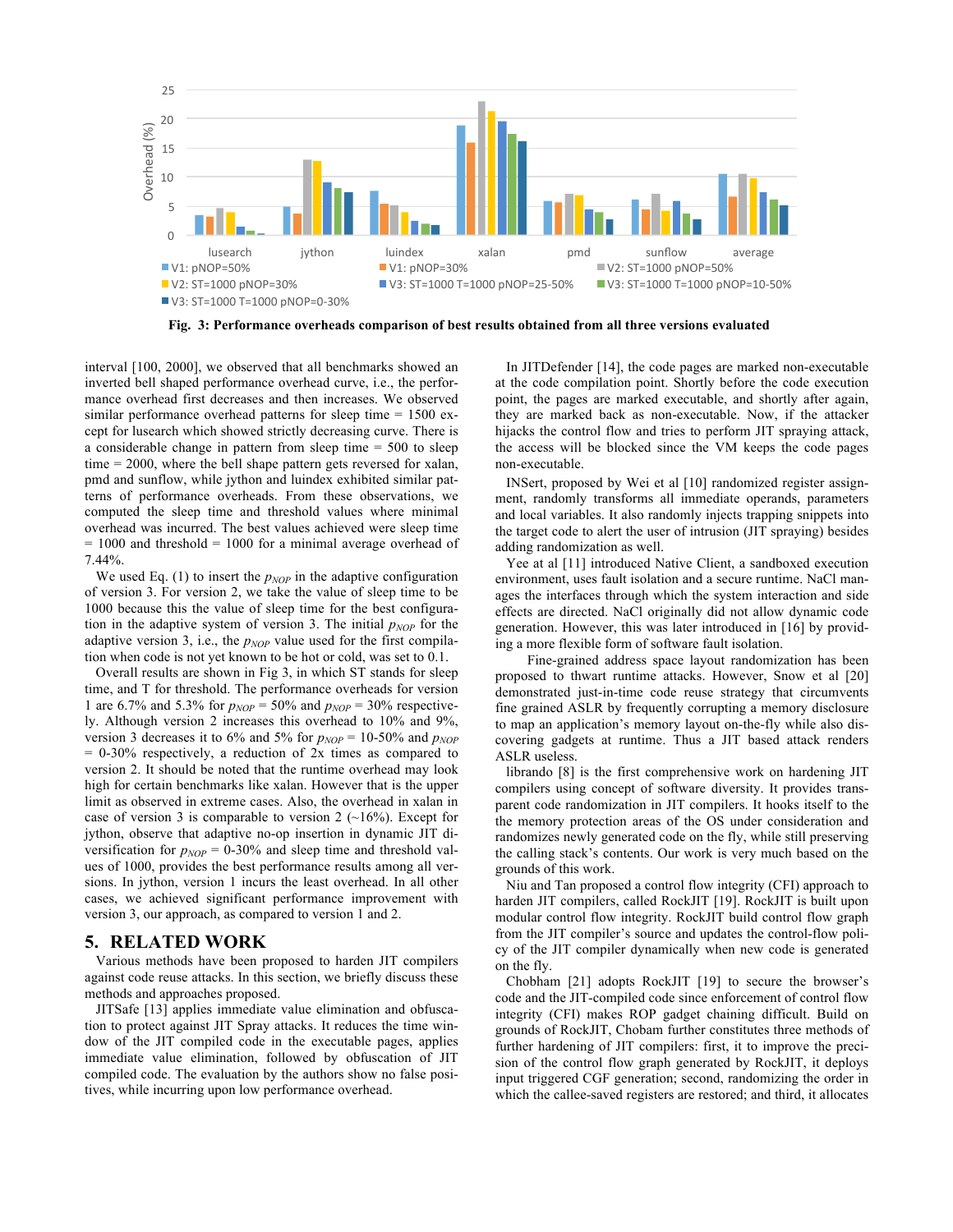Fig. 3: Performance overheads comparison of best results obtained from all three versions evaluated

interval [100, 2000], we observed that all benchmarks showed an inverted bell shaped performance overhead curve, i.e., the performance overhead first decreases and then increases. We observed similar performance overhead patterns for sleep time = 1500 except for lusearch which showed strictly decreasing curve. There is a considerable change in pattern from sleep time = 500 to sleep time = 2000, where the bell shape pattern gets reversed for xalan, pmd and sunflow, while jython and luindex exhibited similar patterns of performance overheads. From these observations, we computed the sleep time and threshold values where minimal overhead was incurred. The best values achieved were sleep time = 1000 and threshold = 1000 for a minimal average overhead of 7.44%.

We used Eq. (1) to insert the $p_{NOP}$ in the adaptive configuration of version 3. For version 2, we take the value of sleep time to be 1000 because this the value of sleep time for the best configuration in the adaptive system of version 3. The initial $p_{NOP}$ for the adaptive version 3, i.e., the $p_{NOP}$ value used for the first compilation when code is not yet known to be hot or cold, was set to 0.1.

Overall results are shown in Fig 3, in which ST stands for sleep time, and T for threshold. The performance overheads for version 1 are 6.7% and 5.3% for $p_{NOP}$ = 50% and $p_{NOP}$ = 30% respectively. Although version 2 increases this overhead to 10% and 9%, version 3 decreases it to 6% and 5% for $p_{NOP}$ = 10-50% and $p_{NOP}$ = 0-30% respectively, a reduction of 2x times as compared to version 2. It should be noted that the runtime overhead may look high for certain benchmarks like xalan. However that is the upper limit as observed in extreme cases. Also, the overhead in xalan in case of version 3 is comparable to version 2 (~16%). Except for jython, observe that adaptive no-op insertion in dynamic JIT diversification for $p_{NOP}$ = 0-30% and sleep time and threshold values of 1000, provides the best performance results among all versions. In jython, version 1 incurs the least overhead. In all other cases, we achieved significant performance improvement with version 3, our approach, as compared to version 1 and 2.

## 5. RELATED WORK

Various methods have been proposed to harden JIT compilers against code reuse attacks. In this section, we briefly discuss these methods and approaches proposed.

JITSafe [13] applies immediate value elimination and obfuscation to protect against JIT Spray attacks. It reduces the time window of the JIT compiled code in the executable pages, applies immediate value elimination, followed by obfuscation of JIT compiled code. The evaluation by the authors show no false positives, while incurring upon low performance overhead.

In JITDefender [14], the code pages are marked non-executable at the code compilation point. Shortly before the code execution point, the pages are marked executable, and shortly after again, they are marked back as non-executable. Now, if the attacker hijacks the control flow and tries to perform JIT spraying attack, the access will be blocked since the VM keeps the code pages non-executable.

INSert, proposed by Wei et al [10] randomized register assignment, randomly transforms all immediate operands, parameters and local variables. It also randomly injects trapping snippets into the target code to alert the user of intrusion (JIT spraying) besides adding randomization as well.

Yee at al [11] introduced Native Client, a sandboxed execution environment, uses fault isolation and a secure runtime. NaCl manages the interfaces through which the system interaction and side effects are directed. NaCl originally did not allow dynamic code generation. However, this was later introduced in [16] by providing a more flexible form of software fault isolation.

Fine-grained address space layout randomization has been proposed to thwart runtime attacks. However, Snow et al [20] demonstrated just-in-time code reuse strategy that circumvents fine grained ASLR by frequently corrupting a memory disclosure to map an application's memory layout on-the-fly while also discovering gadgets at runtime. Thus a JIT based attack renders ASLR useless.

librando [8] is the first comprehensive work on hardening JIT compilers using concept of software diversity. It provides transparent code randomization in JIT compilers. It hooks itself to the the memory protection areas of the OS under consideration and randomizes newly generated code on the fly, while still preserving the calling stack's contents. Our work is very much based on the grounds of this work.

Niu and Tan proposed a control flow integrity (CFI) approach to harden JIT compilers, called RockJIT [19]. RockJIT is built upon modular control flow integrity. RockJIT build control flow graph from the JIT compiler's source and updates the control-flow policy of the JIT compiler dynamically when new code is generated on the fly.

Chobham [21] adopts RockJIT [19] to secure the browser's code and the JIT-compiled code since enforcement of control flow integrity (CFI) makes ROP gadget chaining difficult. Build on grounds of RockJIT, Chobam further constitutes three methods of further hardening of JIT compilers: first, it to improve the precision of the control flow graph generated by RockJIT, it deploys input triggered CGF generation; second, randomizing the order in which the callee-saved registers are restored; and third, it allocates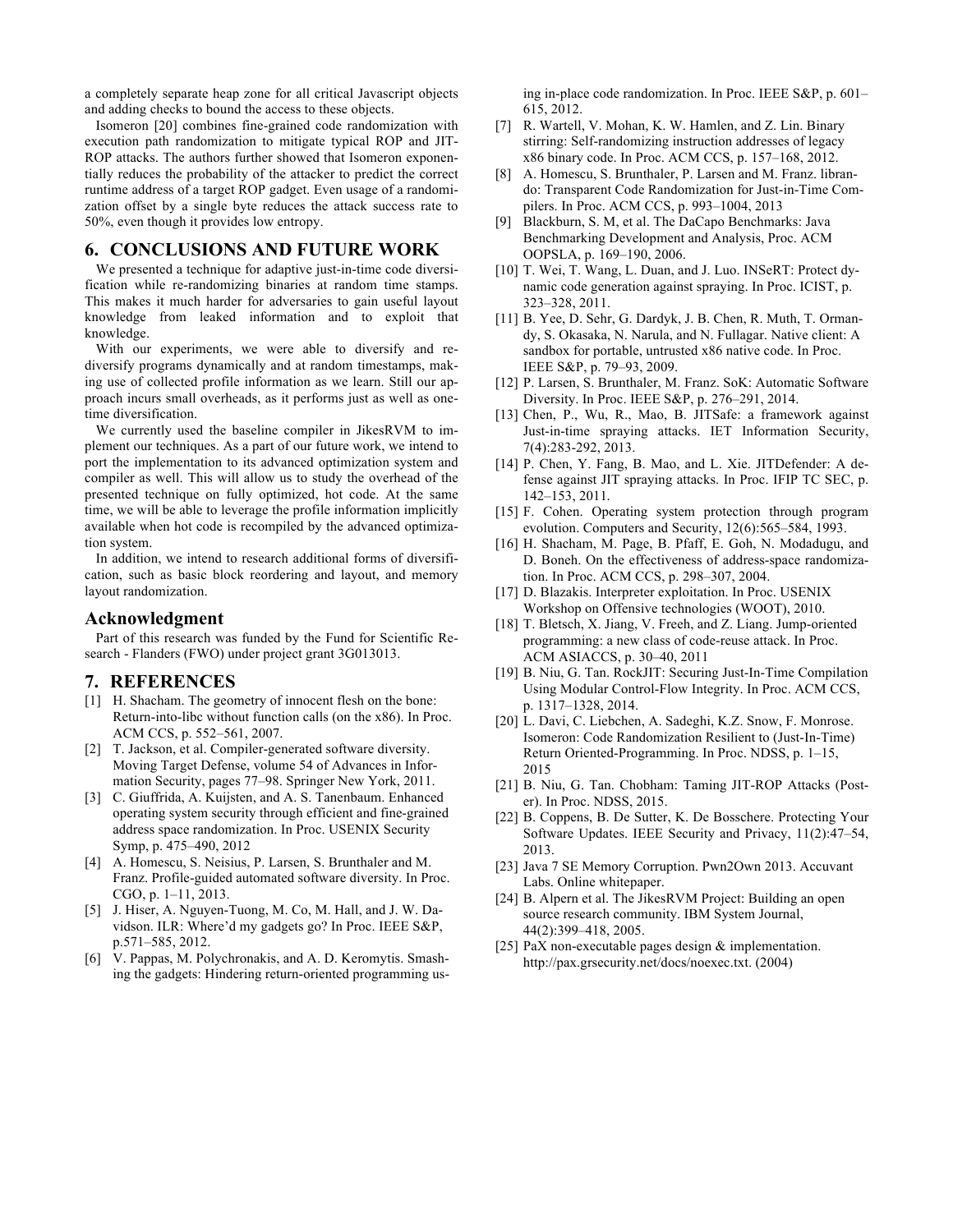a completely separate heap zone for all critical Javascript objects and adding checks to bound the access to these objects.

Isomeron [20] combines fine-grained code randomization with execution path randomization to mitigate typical ROP and JIT-ROP attacks. The authors further showed that Isomeron exponentially reduces the probability of the attacker to predict the correct runtime address of a target ROP gadget. Even usage of a randomization offset by a single byte reduces the attack success rate to 50%, even though it provides low entropy.

## 6. CONCLUSIONS AND FUTURE WORK

We presented a technique for adaptive just-in-time code diversification while re-randomizing binaries at random time stamps. This makes it much harder for adversaries to gain useful layout knowledge from leaked information and to exploit that knowledge.

With our experiments, we were able to diversify and re-diversify programs dynamically and at random timestamps, making use of collected profile information as we learn. Still our approach incurs small overheads, as it performs just as well as one-time diversification.

We currently used the baseline compiler in JikesRVM to implement our techniques. As a part of our future work, we intend to port the implementation to its advanced optimization system and compiler as well. This will allow us to study the overhead of the presented technique on fully optimized, hot code. At the same time, we will be able to leverage the profile information implicitly available when hot code is recompiled by the advanced optimization system.

In addition, we intend to research additional forms of diversification, such as basic block reordering and layout, and memory layout randomization.

### Acknowledgment

Part of this research was funded by the Fund for Scientific Research - Flanders (FWO) under project grant 3G013013.

## 7. REFERENCES

[1] H. Shacham. The geometry of innocent flesh on the bone: Return-into-libc without function calls (on the x86). In Proc. ACM CCS, p. 552–561, 2007.

[2] T. Jackson, et al. Compiler-generated software diversity. Moving Target Defense, volume 54 of Advances in Information Security, pages 77–98. Springer New York, 2011.

[3] C. Giuffrida, A. Kuijsten, and A. S. Tanenbaum. Enhanced operating system security through efficient and fine-grained address space randomization. In Proc. USENIX Security Symp, p. 475–490, 2012

[4] A. Homescu, S. Neisius, P. Larsen, S. Brunthaler and M. Franz. Profile-guided automated software diversity. In Proc. CGO, p. 1–11, 2013.

[5] J. Hiser, A. Nguyen-Tuong, M. Co, M. Hall, and J. W. Davidson. ILR: Where'd my gadgets go? In Proc. IEEE S&P, p.571–585, 2012.

[6] V. Pappas, M. Polychronakis, and A. D. Keromytis. Smashing the gadgets: Hindering return-oriented programming using in-place code randomization. In Proc. IEEE S&P, p. 601–615, 2012.

[7] R. Wartell, V. Mohan, K. W. Hamlen, and Z. Lin. Binary stirring: Self-randomizing instruction addresses of legacy x86 binary code. In Proc. ACM CCS, p. 157–168, 2012.

[8] A. Homescu, S. Brunthaler, P. Larsen and M. Franz. librando: Transparent Code Randomization for Just-in-Time Compilers. In Proc. ACM CCS, p. 993–1004, 2013

[9] Blackburn, S. M, et al. The DaCapo Benchmarks: Java Benchmarking Development and Analysis, Proc. ACM OOPSLA, p. 169–190, 2006.

[10] T. Wei, T. Wang, L. Duan, and J. Luo. INSeRT: Protect dynamic code generation against spraying. In Proc. ICIST, p. 323–328, 2011.

[11] B. Yee, D. Sehr, G. Dardyk, J. B. Chen, R. Muth, T. Ormandy, S. Okasaka, N. Narula, and N. Fullagar. Native client: A sandbox for portable, untrusted x86 native code. In Proc. IEEE S&P, p. 79–93, 2009.

[12] P. Larsen, S. Brunthaler, M. Franz. SoK: Automatic Software Diversity. In Proc. IEEE S&P, p. 276–291, 2014.

[13] Chen, P., Wu, R., Mao, B. JITSafe: a framework against Just-in-time spraying attacks. IET Information Security, 7(4):283-292, 2013.

[14] P. Chen, Y. Fang, B. Mao, and L. Xie. JITDefender: A defense against JIT spraying attacks. In Proc. IFIP TC SEC, p. 142–153, 2011.

[15] F. Cohen. Operating system protection through program evolution. Computers and Security, 12(6):565–584, 1993.

[16] H. Shacham, M. Page, B. Pfaff, E. Goh, N. Modadugu, and D. Boneh. On the effectiveness of address-space randomization. In Proc. ACM CCS, p. 298–307, 2004.

[17] D. Blazakis. Interpreter exploitation. In Proc. USENIX Workshop on Offensive technologies (WOOT), 2010.

[18] T. Bletsch, X. Jiang, V. Freeh, and Z. Liang. Jump-oriented programming: a new class of code-reuse attack. In Proc. ACM ASIACCS, p. 30–40, 2011

[19] B. Niu, G. Tan. RockJIT: Securing Just-In-Time Compilation Using Modular Control-Flow Integrity. In Proc. ACM CCS, p. 1317–1328, 2014.

[20] L. Davi, C. Liebchen, A. Sadeghi, K.Z. Snow, F. Monrose. Isomeron: Code Randomization Resilient to (Just-In-Time) Return Oriented-Programming. In Proc. NDSS, p. 1–15, 2015

[21] B. Niu, G. Tan. Chobham: Taming JIT-ROP Attacks (Poster). In Proc. NDSS, 2015.

[22] B. Coppens, B. De Sutter, K. De Bosschere. Protecting Your Software Updates. IEEE Security and Privacy, 11(2):47–54, 2013.

[23] Java 7 SE Memory Corruption. Pwn2Own 2013. Accuvant Labs. Online whitepaper.

[24] B. Alpern et al. The JikesRVM Project: Building an open source research community. IBM System Journal, 44(2):399–418, 2005.

[25] PaX non-executable pages design & implementation. http://pax.grsecurity.net/docs/noexec.txt. (2004)